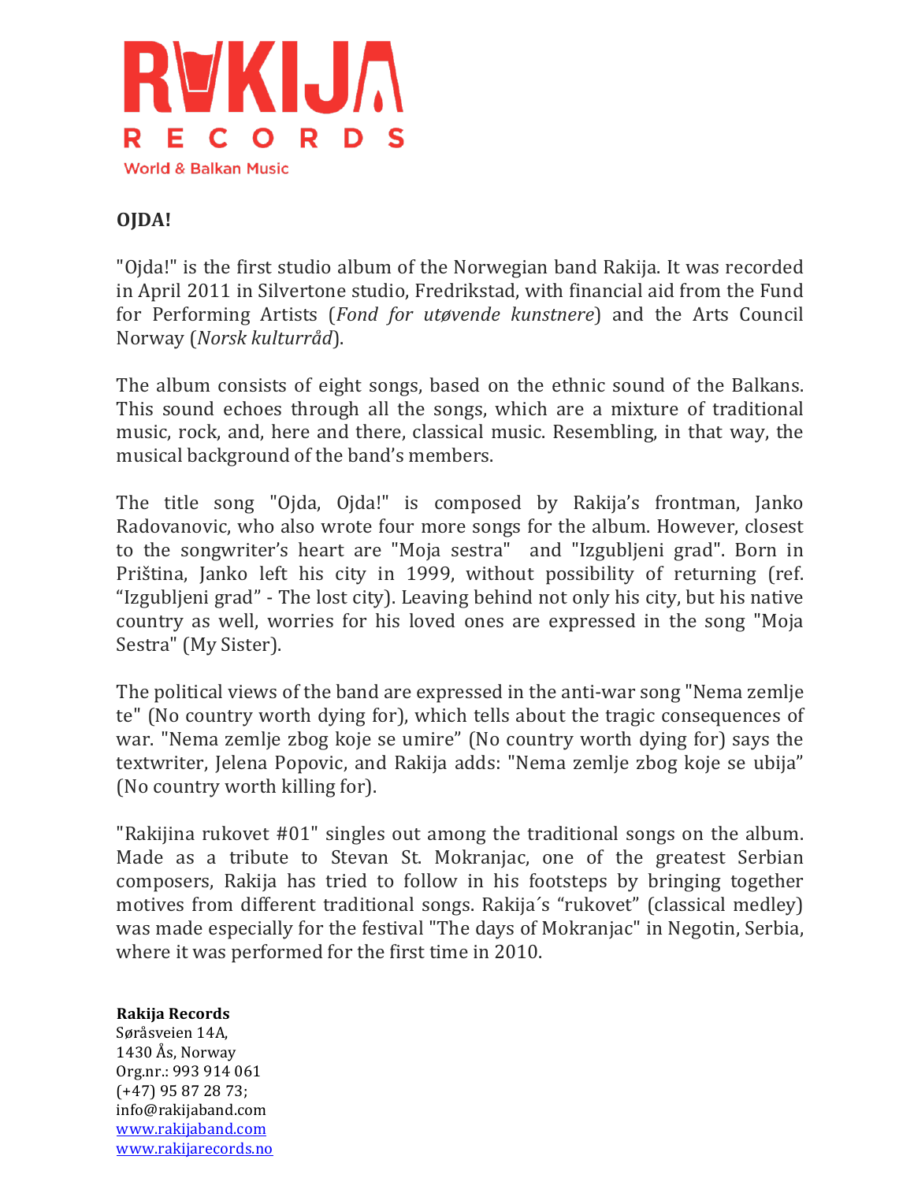RAKIJA

RECORDS

World & Balkan Music

**OJDA!**

"Ojda!" is the first studio album of the Norwegian band Rakija. It was recorded in April 2011 in Silvertone studio, Fredrikstad, with financial aid from the Fund for Performing Artists (*Fond for utøvende kunstnere*) and the Arts Council Norway (*Norsk kulturråd*).

The album consists of eight songs, based on the ethnic sound of the Balkans. This sound echoes through all the songs, which are a mixture of traditional music, rock, and, here and there, classical music. Resembling, in that way, the musical background of the band's members.

The title song "Ojda, Ojda!" is composed by Rakija's frontman, Janko Radovanovic, who also wrote four more songs for the album. However, closest to the songwriter's heart are "Moja sestra" and "Izgubljeni grad". Born in Priština, Janko left his city in 1999, without possibility of returning (ref. "Izgubljeni grad" - The lost city). Leaving behind not only his city, but his native country as well, worries for his loved ones are expressed in the song "Moja Sestra" (My Sister).

The political views of the band are expressed in the anti-war song "Nema zemlje te" (No country worth dying for), which tells about the tragic consequences of war. "Nema zemlje zbog koje se umire" (No country worth dying for) says the textwriter, Jelena Popovic, and Rakija adds: "Nema zemlje zbog koje se ubija" (No country worth killing for).

"Rakijina rukovet #01" singles out among the traditional songs on the album. Made as a tribute to Stevan St. Mokranjac, one of the greatest Serbian composers, Rakija has tried to follow in his footsteps by bringing together motives from different traditional songs. Rakija´s "rukovet" (classical medley) was made especially for the festival "The days of Mokranjac" in Negotin, Serbia, where it was performed for the first time in 2010.

**Rakija Records**
Søråsveien 14A,
1430 Ås, Norway
Org.nr.: 993 914 061
(+47) 95 87 28 73;
info@rakijaband.com
www.rakijaband.com
www.rakijarecords.no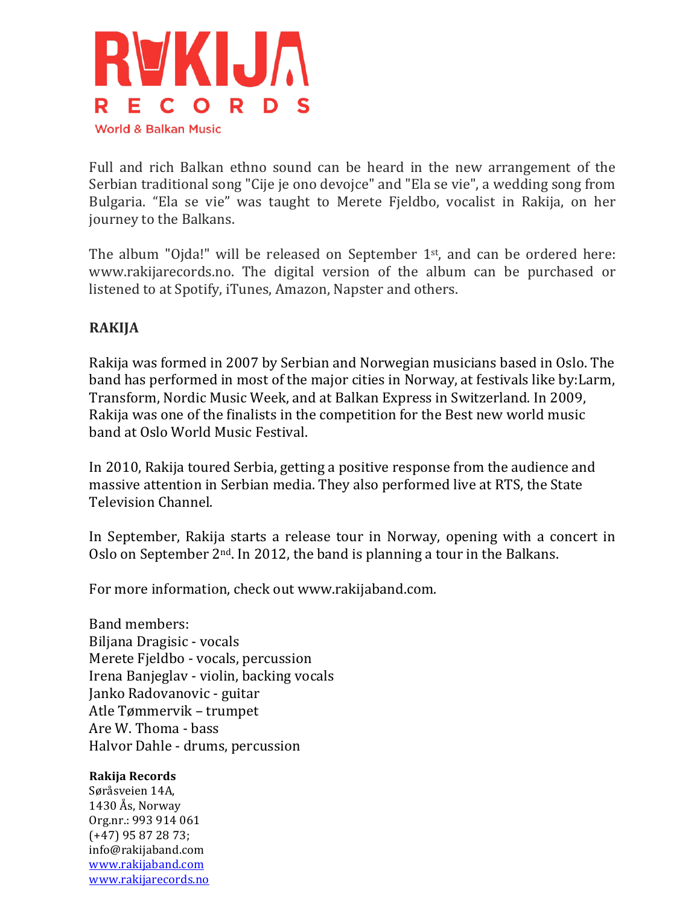RAKIJA RECORDS

World & Balkan Music

Full and rich Balkan ethno sound can be heard in the new arrangement of the Serbian traditional song "Cije je ono devojce" and "Ela se vie", a wedding song from Bulgaria. "Ela se vie" was taught to Merete Fjeldbo, vocalist in Rakija, on her journey to the Balkans.

The album "Ojda!" will be released on September 1st, and can be ordered here: www.rakijarecords.no. The digital version of the album can be purchased or listened to at Spotify, iTunes, Amazon, Napster and others.

**RAKIJA**

Rakija was formed in 2007 by Serbian and Norwegian musicians based in Oslo. The band has performed in most of the major cities in Norway, at festivals like by:Larm, Transform, Nordic Music Week, and at Balkan Express in Switzerland. In 2009, Rakija was one of the finalists in the competition for the Best new world music band at Oslo World Music Festival.

In 2010, Rakija toured Serbia, getting a positive response from the audience and massive attention in Serbian media. They also performed live at RTS, the State Television Channel.

In September, Rakija starts a release tour in Norway, opening with a concert in Oslo on September 2nd. In 2012, the band is planning a tour in the Balkans.

For more information, check out www.rakijaband.com.

Band members:
Biljana Dragisic - vocals
Merete Fjeldbo - vocals, percussion
Irena Banjeglav - violin, backing vocals
Janko Radovanovic - guitar
Atle Tømmervik – trumpet
Are W. Thoma - bass
Halvor Dahle - drums, percussion

**Rakija Records**
Søråsveien 14A,
1430 Ås, Norway
Org.nr.: 993 914 061
(+47) 95 87 28 73;
info@rakijaband.com
www.rakijaband.com
www.rakijarecords.no